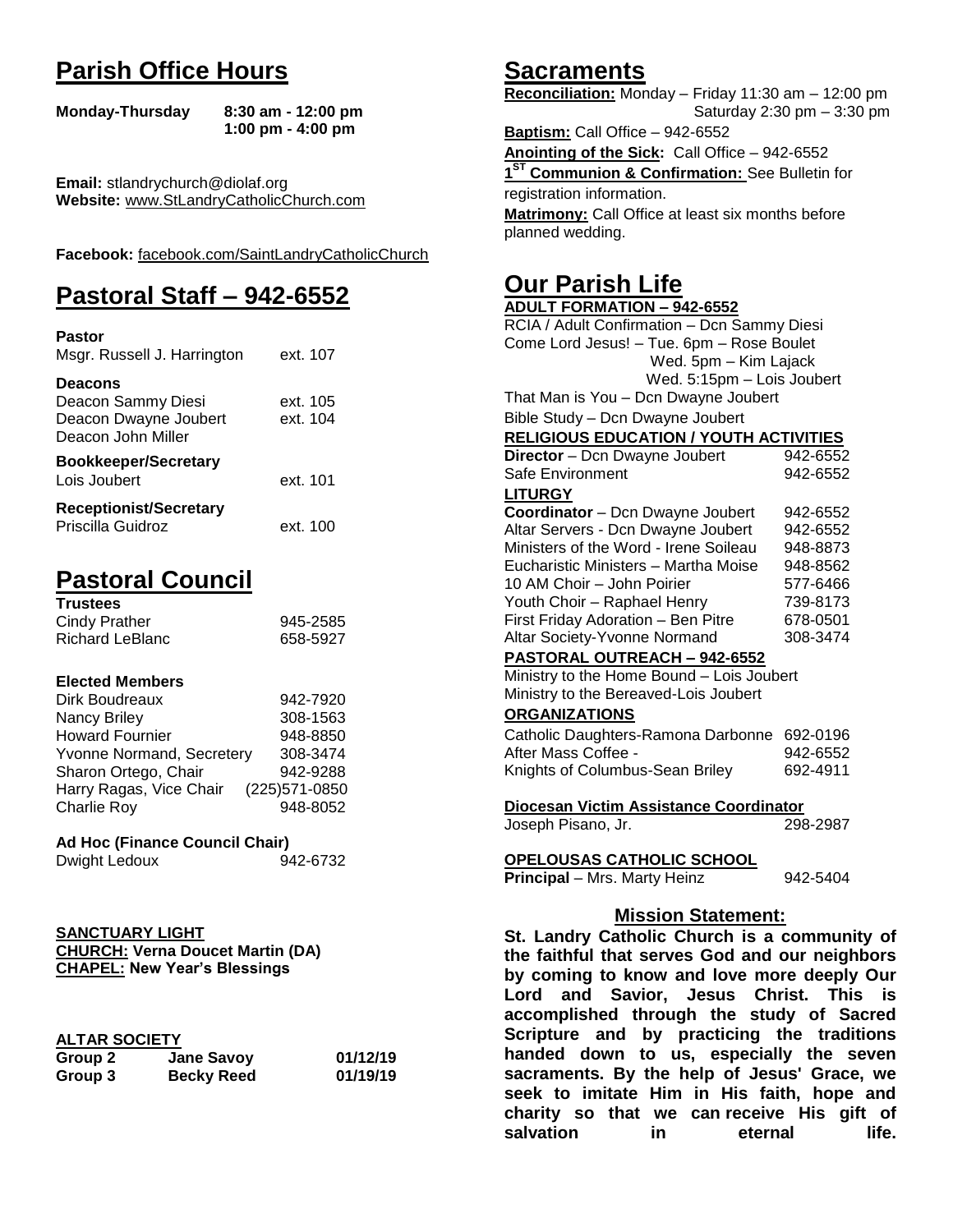# Parish Office Hours

| | |
|---|---|
| **Monday-Thursday** | **8:30 am - 12:00 pm** |
| | **1:00 pm - 4:00 pm** |

**Email:** stlandrychurch@diolaf.org
**Website:** www.StLandryCatholicChurch.com

**Facebook:** facebook.com/SaintLandryCatholicChurch

# Pastoral Staff – 942-6552

**Pastor**
Msgr. Russell J. Harrington ext. 107

**Deacons**
Deacon Sammy Diesi ext. 105
Deacon Dwayne Joubert ext. 104
Deacon John Miller

**Bookkeeper/Secretary**
Lois Joubert ext. 101

**Receptionist/Secretary**
Priscilla Guidroz ext. 100

# Pastoral Council

**Trustees**

| | |
|---|---|
| Cindy Prather | 945-2585 |
| Richard LeBlanc | 658-5927 |

**Elected Members**

| | |
|---|---|
| Dirk Boudreaux | 942-7920 |
| Nancy Briley | 308-1563 |
| Howard Fournier | 948-8850 |
| Yvonne Normand, Secretery | 308-3474 |
| Sharon Ortego, Chair | 942-9288 |
| Harry Ragas, Vice Chair | (225)571-0850 |
| Charlie Roy | 948-8052 |

**Ad Hoc (Finance Council Chair)**
Dwight Ledoux 942-6732

**SANCTUARY LIGHT**
**CHURCH: Verna Doucet Martin (DA)**
**CHAPEL: New Year's Blessings**

**ALTAR SOCIETY**

| | | |
|---|---|---|
| **Group 2** | **Jane Savoy** | **01/12/19** |
| **Group 3** | **Becky Reed** | **01/19/19** |

# Sacraments

**Reconciliation:** Monday – Friday 11:30 am – 12:00 pm
Saturday 2:30 pm – 3:30 pm

**Baptism:** Call Office – 942-6552

**Anointing of the Sick:** Call Office – 942-6552

**1ST Communion & Confirmation:** See Bulletin for registration information.

**Matrimony:** Call Office at least six months before planned wedding.

# Our Parish Life

**ADULT FORMATION – 942-6552**

RCIA / Adult Confirmation – Dcn Sammy Diesi
Come Lord Jesus! – Tue. 6pm – Rose Boulet
Wed. 5pm – Kim Lajack
Wed. 5:15pm – Lois Joubert
That Man is You – Dcn Dwayne Joubert
Bible Study – Dcn Dwayne Joubert

**RELIGIOUS EDUCATION / YOUTH ACTIVITIES**

| | |
|---|---|
| **Director** – Dcn Dwayne Joubert | 942-6552 |
| Safe Environment | 942-6552 |

**LITURGY**

| | |
|---|---|
| **Coordinator** – Dcn Dwayne Joubert | 942-6552 |
| Altar Servers - Dcn Dwayne Joubert | 942-6552 |
| Ministers of the Word - Irene Soileau | 948-8873 |
| Eucharistic Ministers – Martha Moise | 948-8562 |
| 10 AM Choir – John Poirier | 577-6466 |
| Youth Choir – Raphael Henry | 739-8173 |
| First Friday Adoration – Ben Pitre | 678-0501 |
| Altar Society-Yvonne Normand | 308-3474 |

**PASTORAL OUTREACH – 942-6552**

Ministry to the Home Bound – Lois Joubert
Ministry to the Bereaved-Lois Joubert

**ORGANIZATIONS**

| | |
|---|---|
| Catholic Daughters-Ramona Darbonne | 692-0196 |
| After Mass Coffee - | 942-6552 |
| Knights of Columbus-Sean Briley | 692-4911 |

**Diocesan Victim Assistance Coordinator**
Joseph Pisano, Jr. 298-2987

**OPELOUSAS CATHOLIC SCHOOL**
**Principal** – Mrs. Marty Heinz 942-5404

## Mission Statement:

**St. Landry Catholic Church is a community of the faithful that serves God and our neighbors by coming to know and love more deeply Our Lord and Savior, Jesus Christ. This is accomplished through the study of Sacred Scripture and by practicing the traditions handed down to us, especially the seven sacraments. By the help of Jesus' Grace, we seek to imitate Him in His faith, hope and charity so that we can receive His gift of salvation in eternal life.**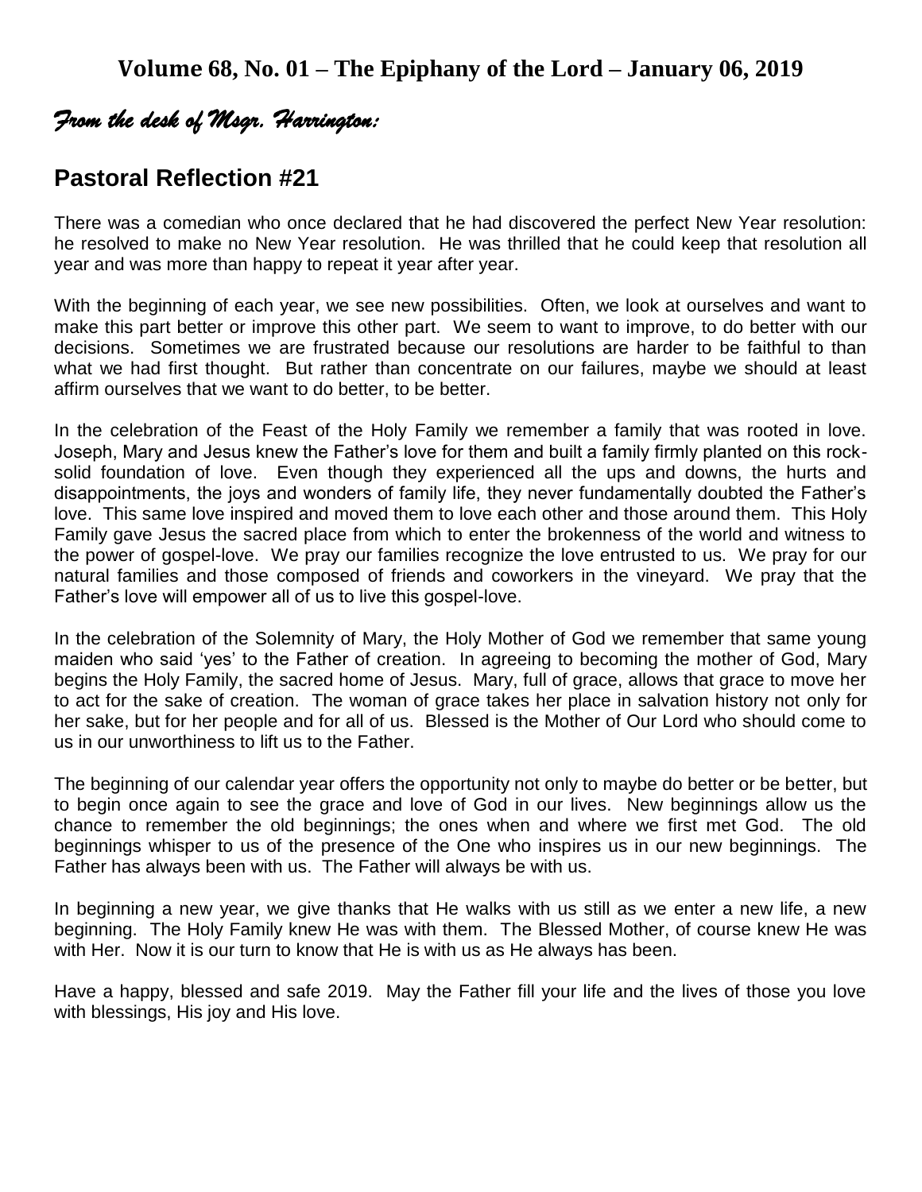## Volume 68, No. 01 – The Epiphany of the Lord – January 06, 2019

*From the desk of Msgr. Harrington:*

## Pastoral Reflection #21

There was a comedian who once declared that he had discovered the perfect New Year resolution: he resolved to make no New Year resolution. He was thrilled that he could keep that resolution all year and was more than happy to repeat it year after year.

With the beginning of each year, we see new possibilities. Often, we look at ourselves and want to make this part better or improve this other part. We seem to want to improve, to do better with our decisions. Sometimes we are frustrated because our resolutions are harder to be faithful to than what we had first thought. But rather than concentrate on our failures, maybe we should at least affirm ourselves that we want to do better, to be better.

In the celebration of the Feast of the Holy Family we remember a family that was rooted in love. Joseph, Mary and Jesus knew the Father's love for them and built a family firmly planted on this rock-solid foundation of love. Even though they experienced all the ups and downs, the hurts and disappointments, the joys and wonders of family life, they never fundamentally doubted the Father's love. This same love inspired and moved them to love each other and those around them. This Holy Family gave Jesus the sacred place from which to enter the brokenness of the world and witness to the power of gospel-love. We pray our families recognize the love entrusted to us. We pray for our natural families and those composed of friends and coworkers in the vineyard. We pray that the Father's love will empower all of us to live this gospel-love.

In the celebration of the Solemnity of Mary, the Holy Mother of God we remember that same young maiden who said 'yes' to the Father of creation. In agreeing to becoming the mother of God, Mary begins the Holy Family, the sacred home of Jesus. Mary, full of grace, allows that grace to move her to act for the sake of creation. The woman of grace takes her place in salvation history not only for her sake, but for her people and for all of us. Blessed is the Mother of Our Lord who should come to us in our unworthiness to lift us to the Father.

The beginning of our calendar year offers the opportunity not only to maybe do better or be better, but to begin once again to see the grace and love of God in our lives. New beginnings allow us the chance to remember the old beginnings; the ones when and where we first met God. The old beginnings whisper to us of the presence of the One who inspires us in our new beginnings. The Father has always been with us. The Father will always be with us.

In beginning a new year, we give thanks that He walks with us still as we enter a new life, a new beginning. The Holy Family knew He was with them. The Blessed Mother, of course knew He was with Her. Now it is our turn to know that He is with us as He always has been.

Have a happy, blessed and safe 2019. May the Father fill your life and the lives of those you love with blessings, His joy and His love.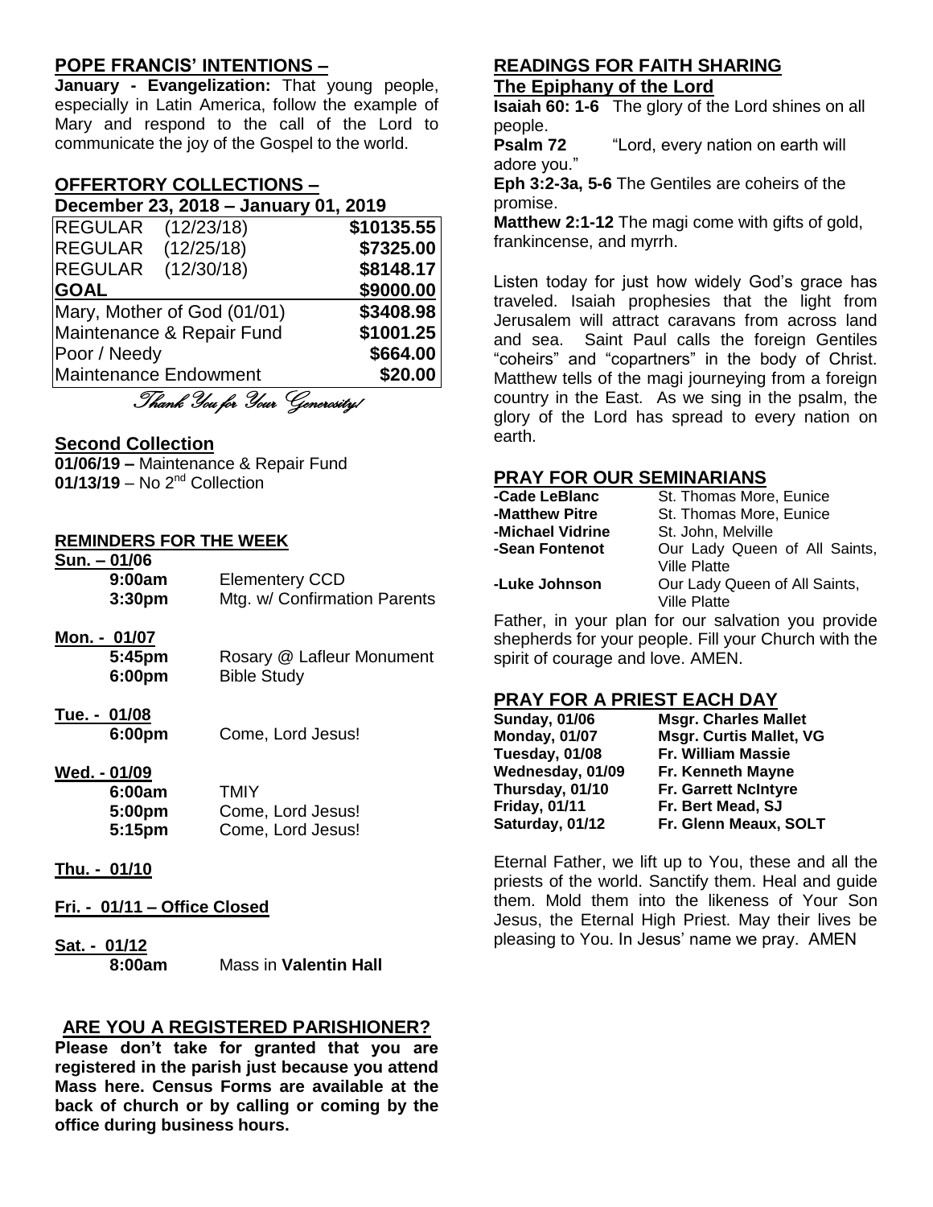## POPE FRANCIS' INTENTIONS –

**January - Evangelization:** That young people, especially in Latin America, follow the example of Mary and respond to the call of the Lord to communicate the joy of the Gospel to the world.

## OFFERTORY COLLECTIONS –

**December 23, 2018 – January 01, 2019**

| | |
|---|---|
| REGULAR (12/23/18) | **$10135.55** |
| REGULAR (12/25/18) | **$7325.00** |
| REGULAR (12/30/18) | **$8148.17** |
| **GOAL** | **$9000.00** |
| Mary, Mother of God (01/01) | **$3408.98** |
| Maintenance & Repair Fund | **$1001.25** |
| Poor / Needy | **$664.00** |
| Maintenance Endowment | **$20.00** |

*Thank You for Your Generosity!*

## Second Collection

**01/06/19 –** Maintenance & Repair Fund
**01/13/19** – No 2nd Collection

## REMINDERS FOR THE WEEK

**Sun. – 01/06**
- **9:00am** Elementery CCD
- **3:30pm** Mtg. w/ Confirmation Parents

**Mon. - 01/07**
- **5:45pm** Rosary @ Lafleur Monument
- **6:00pm** Bible Study

**Tue. - 01/08**
- **6:00pm** Come, Lord Jesus!

**Wed. - 01/09**
- **6:00am** TMIY
- **5:00pm** Come, Lord Jesus!
- **5:15pm** Come, Lord Jesus!

**Thu. - 01/10**

**Fri. - 01/11 – Office Closed**

**Sat. - 01/12**
- **8:00am** Mass in **Valentin Hall**

## ARE YOU A REGISTERED PARISHIONER?

**Please don't take for granted that you are registered in the parish just because you attend Mass here. Census Forms are available at the back of church or by calling or coming by the office during business hours.**

## READINGS FOR FAITH SHARING

### The Epiphany of the Lord

**Isaiah 60: 1-6** The glory of the Lord shines on all people.
**Psalm 72** "Lord, every nation on earth will adore you."
**Eph 3:2-3a, 5-6** The Gentiles are coheirs of the promise.
**Matthew 2:1-12** The magi come with gifts of gold, frankincense, and myrrh.

Listen today for just how widely God's grace has traveled. Isaiah prophesies that the light from Jerusalem will attract caravans from across land and sea. Saint Paul calls the foreign Gentiles "coheirs" and "copartners" in the body of Christ. Matthew tells of the magi journeying from a foreign country in the East. As we sing in the psalm, the glory of the Lord has spread to every nation on earth.

## PRAY FOR OUR SEMINARIANS

| | |
|---|---|
| **-Cade LeBlanc** | St. Thomas More, Eunice |
| **-Matthew Pitre** | St. Thomas More, Eunice |
| **-Michael Vidrine** | St. John, Melville |
| **-Sean Fontenot** | Our Lady Queen of All Saints, Ville Platte |
| **-Luke Johnson** | Our Lady Queen of All Saints, Ville Platte |

Father, in your plan for our salvation you provide shepherds for your people. Fill your Church with the spirit of courage and love. AMEN.

## PRAY FOR A PRIEST EACH DAY

| | |
|---|---|
| **Sunday, 01/06** | **Msgr. Charles Mallet** |
| **Monday, 01/07** | **Msgr. Curtis Mallet, VG** |
| **Tuesday, 01/08** | **Fr. William Massie** |
| **Wednesday, 01/09** | **Fr. Kenneth Mayne** |
| **Thursday, 01/10** | **Fr. Garrett NcIntyre** |
| **Friday, 01/11** | **Fr. Bert Mead, SJ** |
| **Saturday, 01/12** | **Fr. Glenn Meaux, SOLT** |

Eternal Father, we lift up to You, these and all the priests of the world. Sanctify them. Heal and guide them. Mold them into the likeness of Your Son Jesus, the Eternal High Priest. May their lives be pleasing to You. In Jesus' name we pray. AMEN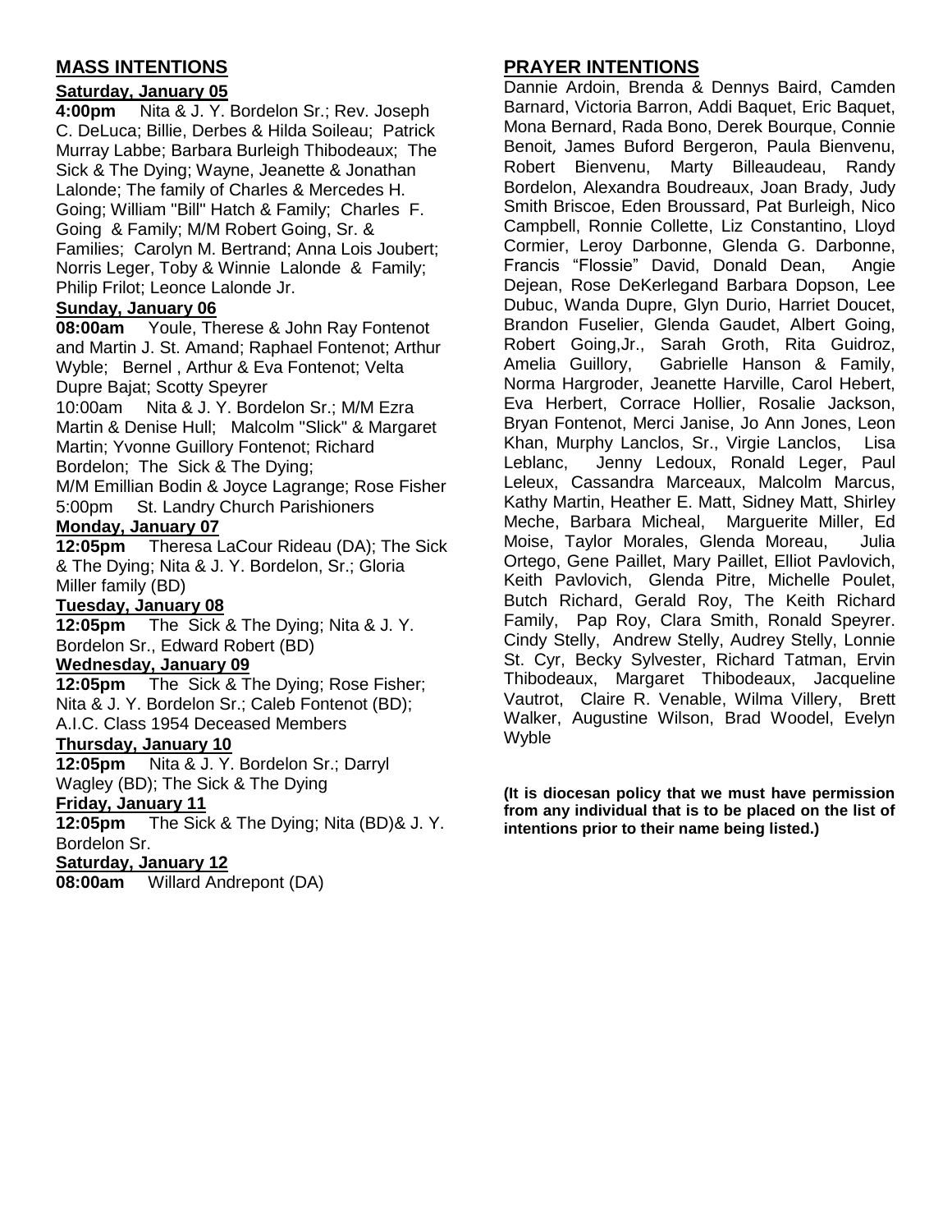## MASS INTENTIONS

**Saturday, January 05**

**4:00pm** Nita & J. Y. Bordelon Sr.; Rev. Joseph C. DeLuca; Billie, Derbes & Hilda Soileau; Patrick Murray Labbe; Barbara Burleigh Thibodeaux; The Sick & The Dying; Wayne, Jeanette & Jonathan Lalonde; The family of Charles & Mercedes H. Going; William "Bill" Hatch & Family; Charles F. Going & Family; M/M Robert Going, Sr. & Families; Carolyn M. Bertrand; Anna Lois Joubert; Norris Leger, Toby & Winnie Lalonde & Family; Philip Frilot; Leonce Lalonde Jr.

**Sunday, January 06**

**08:00am** Youle, Therese & John Ray Fontenot and Martin J. St. Amand; Raphael Fontenot; Arthur Wyble; Bernel , Arthur & Eva Fontenot; Velta Dupre Bajat; Scotty Speyrer

10:00am Nita & J. Y. Bordelon Sr.; M/M Ezra Martin & Denise Hull; Malcolm "Slick" & Margaret Martin; Yvonne Guillory Fontenot; Richard Bordelon; The Sick & The Dying;

M/M Emillian Bodin & Joyce Lagrange; Rose Fisher

5:00pm St. Landry Church Parishioners

**Monday, January 07**

**12:05pm** Theresa LaCour Rideau (DA); The Sick & The Dying; Nita & J. Y. Bordelon, Sr.; Gloria Miller family (BD)

**Tuesday, January 08**

**12:05pm** The Sick & The Dying; Nita & J. Y. Bordelon Sr., Edward Robert (BD)

**Wednesday, January 09**

**12:05pm** The Sick & The Dying; Rose Fisher; Nita & J. Y. Bordelon Sr.; Caleb Fontenot (BD); A.I.C. Class 1954 Deceased Members

**Thursday, January 10**

**12:05pm** Nita & J. Y. Bordelon Sr.; Darryl Wagley (BD); The Sick & The Dying

**Friday, January 11**

**12:05pm** The Sick & The Dying; Nita (BD)& J. Y. Bordelon Sr.

**Saturday, January 12**

**08:00am** Willard Andrepont (DA)

## PRAYER INTENTIONS

Dannie Ardoin, Brenda & Dennys Baird, Camden Barnard, Victoria Barron, Addi Baquet, Eric Baquet, Mona Bernard, Rada Bono, Derek Bourque, Connie Benoit, James Buford Bergeron, Paula Bienvenu, Robert Bienvenu, Marty Billeaudeau, Randy Bordelon, Alexandra Boudreaux, Joan Brady, Judy Smith Briscoe, Eden Broussard, Pat Burleigh, Nico Campbell, Ronnie Collette, Liz Constantino, Lloyd Cormier, Leroy Darbonne, Glenda G. Darbonne, Francis "Flossie" David, Donald Dean, Angie Dejean, Rose DeKerlegand Barbara Dopson, Lee Dubuc, Wanda Dupre, Glyn Durio, Harriet Doucet, Brandon Fuselier, Glenda Gaudet, Albert Going, Robert Going,Jr., Sarah Groth, Rita Guidroz, Amelia Guillory, Gabrielle Hanson & Family, Norma Hargroder, Jeanette Harville, Carol Hebert, Eva Herbert, Corrace Hollier, Rosalie Jackson, Bryan Fontenot, Merci Janise, Jo Ann Jones, Leon Khan, Murphy Lanclos, Sr., Virgie Lanclos, Lisa Leblanc, Jenny Ledoux, Ronald Leger, Paul Leleux, Cassandra Marceaux, Malcolm Marcus, Kathy Martin, Heather E. Matt, Sidney Matt, Shirley Meche, Barbara Micheal, Marguerite Miller, Ed Moise, Taylor Morales, Glenda Moreau, Julia Ortego, Gene Paillet, Mary Paillet, Elliot Pavlovich, Keith Pavlovich, Glenda Pitre, Michelle Poulet, Butch Richard, Gerald Roy, The Keith Richard Family, Pap Roy, Clara Smith, Ronald Speyrer. Cindy Stelly, Andrew Stelly, Audrey Stelly, Lonnie St. Cyr, Becky Sylvester, Richard Tatman, Ervin Thibodeaux, Margaret Thibodeaux, Jacqueline Vautrot, Claire R. Venable, Wilma Villery, Brett Walker, Augustine Wilson, Brad Woodel, Evelyn Wyble

**(It is diocesan policy that we must have permission from any individual that is to be placed on the list of intentions prior to their name being listed.)**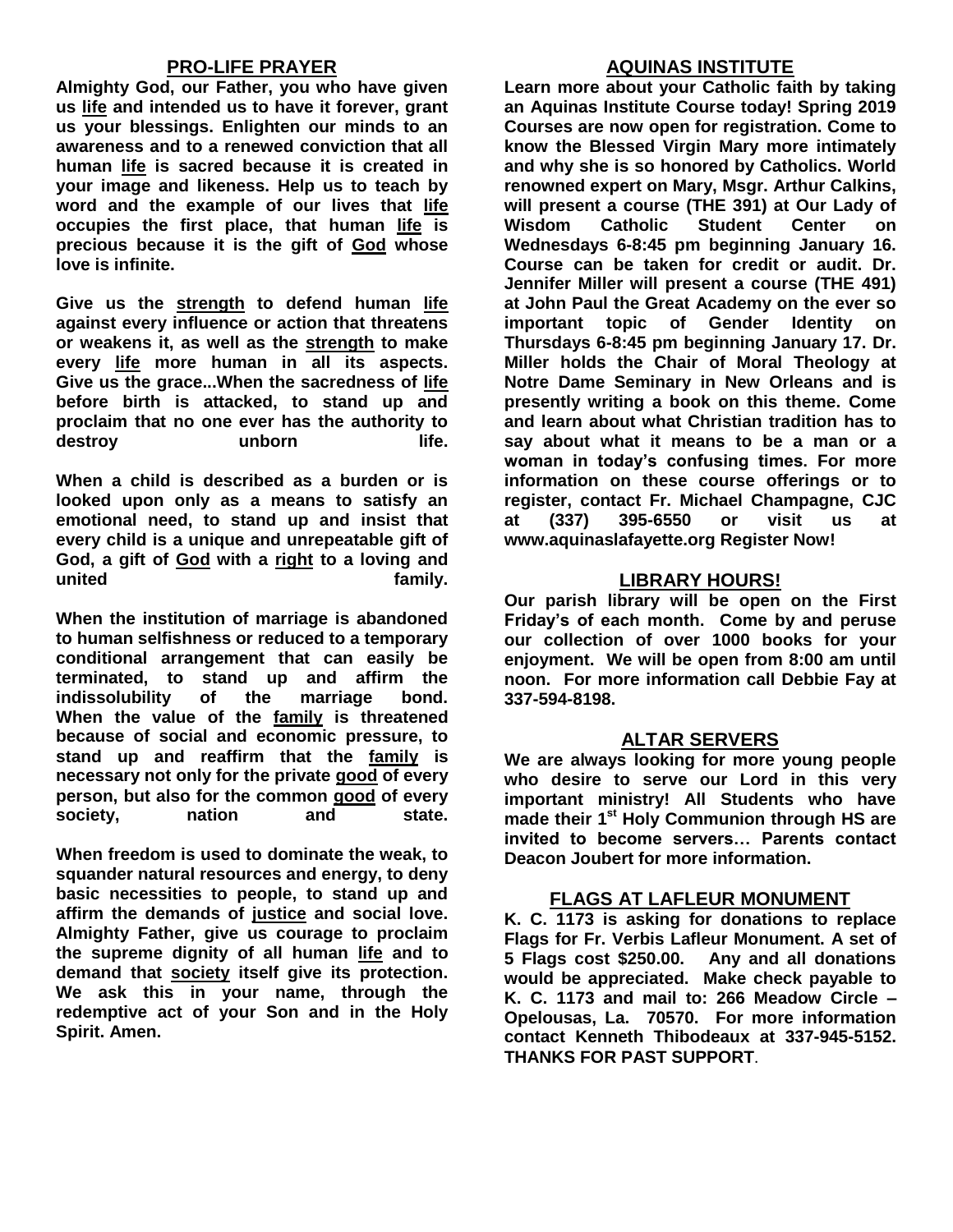## PRO-LIFE PRAYER

**Almighty God, our Father, you who have given us life and intended us to have it forever, grant us your blessings. Enlighten our minds to an awareness and to a renewed conviction that all human life is sacred because it is created in your image and likeness. Help us to teach by word and the example of our lives that life occupies the first place, that human life is precious because it is the gift of God whose love is infinite.**

**Give us the strength to defend human life against every influence or action that threatens or weakens it, as well as the strength to make every life more human in all its aspects. Give us the grace...When the sacredness of life before birth is attacked, to stand up and proclaim that no one ever has the authority to destroy unborn life.**

**When a child is described as a burden or is looked upon only as a means to satisfy an emotional need, to stand up and insist that every child is a unique and unrepeatable gift of God, a gift of God with a right to a loving and united family.**

**When the institution of marriage is abandoned to human selfishness or reduced to a temporary conditional arrangement that can easily be terminated, to stand up and affirm the indissolubility of the marriage bond. When the value of the family is threatened because of social and economic pressure, to stand up and reaffirm that the family is necessary not only for the private good of every person, but also for the common good of every society, nation and state.**

**When freedom is used to dominate the weak, to squander natural resources and energy, to deny basic necessities to people, to stand up and affirm the demands of justice and social love. Almighty Father, give us courage to proclaim the supreme dignity of all human life and to demand that society itself give its protection. We ask this in your name, through the redemptive act of your Son and in the Holy Spirit. Amen.**

## AQUINAS INSTITUTE

**Learn more about your Catholic faith by taking an Aquinas Institute Course today! Spring 2019 Courses are now open for registration. Come to know the Blessed Virgin Mary more intimately and why she is so honored by Catholics. World renowned expert on Mary, Msgr. Arthur Calkins, will present a course (THE 391) at Our Lady of Wisdom Catholic Student Center on Wednesdays 6-8:45 pm beginning January 16. Course can be taken for credit or audit. Dr. Jennifer Miller will present a course (THE 491) at John Paul the Great Academy on the ever so important topic of Gender Identity on Thursdays 6-8:45 pm beginning January 17. Dr. Miller holds the Chair of Moral Theology at Notre Dame Seminary in New Orleans and is presently writing a book on this theme. Come and learn about what Christian tradition has to say about what it means to be a man or a woman in today's confusing times. For more information on these course offerings or to register, contact Fr. Michael Champagne, CJC at (337) 395-6550 or visit us at www.aquinaslafayette.org Register Now!**

## LIBRARY HOURS!

**Our parish library will be open on the First Friday's of each month. Come by and peruse our collection of over 1000 books for your enjoyment. We will be open from 8:00 am until noon. For more information call Debbie Fay at 337-594-8198.**

## ALTAR SERVERS

**We are always looking for more young people who desire to serve our Lord in this very important ministry! All Students who have made their 1st Holy Communion through HS are invited to become servers… Parents contact Deacon Joubert for more information.**

## FLAGS AT LAFLEUR MONUMENT

**K. C. 1173 is asking for donations to replace Flags for Fr. Verbis Lafleur Monument. A set of 5 Flags cost $250.00. Any and all donations would be appreciated. Make check payable to K. C. 1173 and mail to: 266 Meadow Circle – Opelousas, La. 70570. For more information contact Kenneth Thibodeaux at 337-945-5152. THANKS FOR PAST SUPPORT.**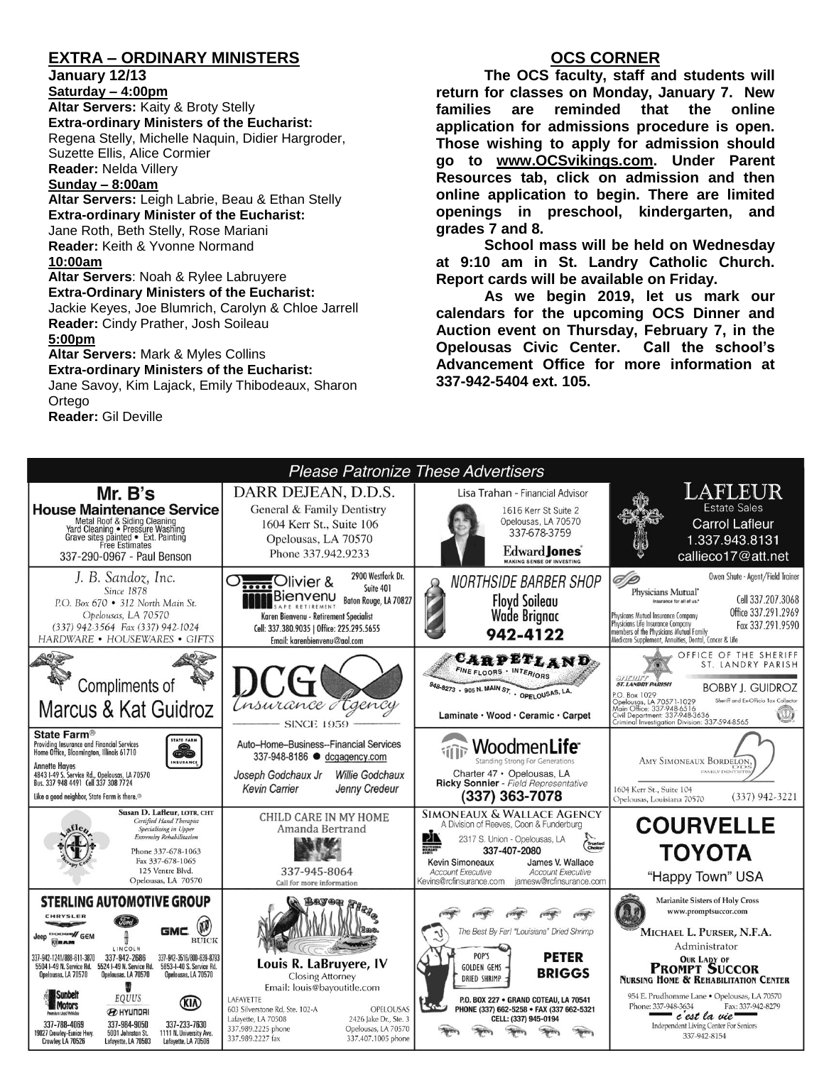## EXTRA – ORDINARY MINISTERS

**January 12/13**

**Saturday – 4:00pm**

**Altar Servers:** Kaity & Broty Stelly
**Extra-ordinary Ministers of the Eucharist:**
Regena Stelly, Michelle Naquin, Didier Hargroder, Suzette Ellis, Alice Cormier
**Reader:** Nelda Villery

**Sunday – 8:00am**

**Altar Servers:** Leigh Labrie, Beau & Ethan Stelly
**Extra-ordinary Minister of the Eucharist:**
Jane Roth, Beth Stelly, Rose Mariani
**Reader:** Keith & Yvonne Normand

**10:00am**

**Altar Servers**: Noah & Rylee Labruyere
**Extra-Ordinary Ministers of the Eucharist:**
Jackie Keyes, Joe Blumrich, Carolyn & Chloe Jarrell
**Reader:** Cindy Prather, Josh Soileau

**5:00pm**

**Altar Servers:** Mark & Myles Collins
**Extra-ordinary Ministers of the Eucharist:**
Jane Savoy, Kim Lajack, Emily Thibodeaux, Sharon Ortego
**Reader:** Gil Deville

## OCS CORNER

**The OCS faculty, staff and students will return for classes on Monday, January 7. New families are reminded that the online application for admissions procedure is open. Those wishing to apply for admission should go to www.OCSvikings.com. Under Parent Resources tab, click on admission and then online application to begin. There are limited openings in preschool, kindergarten, and grades 7 and 8.**

**School mass will be held on Wednesday at 9:10 am in St. Landry Catholic Church. Report cards will be available on Friday.**

**As we begin 2019, let us mark our calendars for the upcoming OCS Dinner and Auction event on Thursday, February 7, in the Opelousas Civic Center. Call the school's Advancement Office for more information at 337-942-5404 ext. 105.**

*Please Patronize These Advertisers*

**Mr. B's House Maintenance Service**
Metal Roof & Siding Cleaning
Yard Cleaning • Pressure Washing
Grave sites painted • Ext. Painting
Free Estimates
337-290-0967 - Paul Benson

**DARR DEJEAN, D.D.S.**
General & Family Dentistry
1604 Kerr St., Suite 106
Opelousas, LA 70570
Phone 337.942.9233

Lisa Trahan - Financial Advisor
1616 Kerr St Suite 2
Opelousas, LA 70570
337-678-3759
Edward Jones — MAKING SENSE OF INVESTING

**LAFLEUR** Estate Sales
Carrol Lafleur
1.337.943.8131
callieco17@att.net

*J. B. Sandoz, Inc.*
Since 1878
P.O. Box 670 • 312 North Main St.
Opelousas, LA 70570
(337) 942-3564 Fax (337) 942-1024
HARDWARE • HOUSEWARES • GIFTS

**Olivier & Bienvenu** SAFE RETIREMENT
2900 Westfork Dr. Suite 401
Baton Rouge, LA 70827
Karen Bienvenu - Retirement Specialist
Cell: 337.380.9035 | Office: 225.295.5655
Email: karenbienvenu@aol.com

**NORTHSIDE BARBER SHOP**
Floyd Soileau
Wade Brignac
942-4122

Physicians Mutual — Insurance for all of us.
Owen Shute - Agent/Field Trainer
Cell 337.207.3068
Office 337.291.2969
Fax 337.291.9590
Physicians Mutual Insurance Company
Physicians Life Insurance Company
members of the Physicians Mutual Family
Medicare Supplement, Annuities, Dental, Cancer & Life

Compliments of
**Marcus & Kat Guidroz**

**DCG** Insurance Agency
SINCE 1959

**CARPETLAND**
FINE FLOORS · INTERIORS
948-8273 • 905 N. MAIN ST. • OPELOUSAS, LA.
Laminate · Wood · Ceramic · Carpet

OFFICE OF THE SHERIFF
ST. LANDRY PARISH
BOBBY J. GUIDROZ
Sheriff and Ex-Officio Tax Collector
P.O. Box 1029
Opelousas, LA 70571-1029
Main Office: 337-948-6516
Civil Department: 337-948-3636
Criminal Investigation Division: 337-594-8565

**State Farm**®
Providing Insurance and Financial Services
Home Office, Bloomington, Illinois 61710
Annette Hayes
4843 I-49 S. Service Rd., Opelousas, LA 70570
Bus. 337 948 4491 Cell 337 308 7724
Like a good neighbor, State Farm is there.®

Auto–Home–Business--Financial Services
337-948-8186 ● dcgagency.com
Joseph Godchaux Jr — Willie Godchaux
Kevin Carrier — Jenny Credeur

**WoodmenLife**
Standing Strong For Generations
Charter 47 • Opelousas, LA
Ricky Sonnier - *Field Representative*
(337) 363-7078

AMY SIMONEAUX BORDELON, DDS
FAMILY DENTISTRY
1604 Kerr St., Suite 104
Opelousas, Louisiana 70570
(337) 942-3221

Susan D. Lafleur, LOTR, CHT
*Certified Hand Therapist*
*Specializing in Upper Extremity Rehabilitation*
Phone 337-678-1063
Fax 337-678-1065
125 Ventre Blvd.
Opelousas, LA 70570

CHILD CARE IN MY HOME
Amanda Bertrand
337-945-8064
Call for more information

**SIMONEAUX & WALLACE AGENCY**
A Division of Reeves, Coon & Funderburg
2317 S. Union - Opelousas, LA
337-407-2080
Kevin Simoneaux — *Account Executive* — Kevins@rcfinsurance.com
James V. Wallace — *Account Executive* — jamesw@rcfinsurance.com

**COURVELLE TOYOTA**
"Happy Town" USA

**STERLING AUTOMOTIVE GROUP**
Chrysler, Jeep, Dodge, Ram, GEM, Ford, Lincoln, GMC, Buick
337-942-1241/888-611-3870 — 5504 I-49 N. Service Rd. Opelousas, LA 70570
337-942-2686 — 5524 I-49 N. Service Rd. Opelousas, LA 70570
337-942-3516/800-639-8793 — 5853 I-49 S. Service Rd. Opelousas, LA 70570
Sunbelt Motors — 337-788-4069 — 19027 Crowley-Eunice Hwy. Crowley, LA 70526
EQUUS, HYUNDAI — 337-984-9050 — 5001 Johnston St. Lafayette, LA 70503
KIA — 337-233-7630 — 1111 N. University Ave. Lafayette, LA 70506

**Bayou Title, Inc.**
Louis R. LaBruyere, IV
Closing Attorney
Email: louis@bayoutitle.com
LAFAYETTE — 603 Silverstone Rd, Ste. 102-A, Lafayette, LA 70508 — 337.989.2225 phone — 337.989.2227 fax
OPELOUSAS — 2426 Jake Dr., Ste. 3, Opelousas, LA 70570 — 337.407.1005 phone

The Best By Far! "Louisiana" Dried Shrimp
POP'S GOLDEN GEMS DRIED SHRIMP
**PETER BRIGGS**
P.O. BOX 227 • GRAND COTEAU, LA 70541
PHONE (337) 662-5258 • FAX (337) 662-5321
CELL: (337) 945-0194

Marianite Sisters of Holy Cross
www.promptsuccor.com
MICHAEL L. PURSER, N.F.A.
Administrator
**OUR LADY OF PROMPT SUCCOR NURSING HOME & REHABILITATION CENTER**
954 E. Prudhomme Lane • Opelousas, LA 70570
Phone: 337-948-3634 Fax: 337-942-8279
*c'est la vie*
Independent Living Center For Seniors
337-942-8154